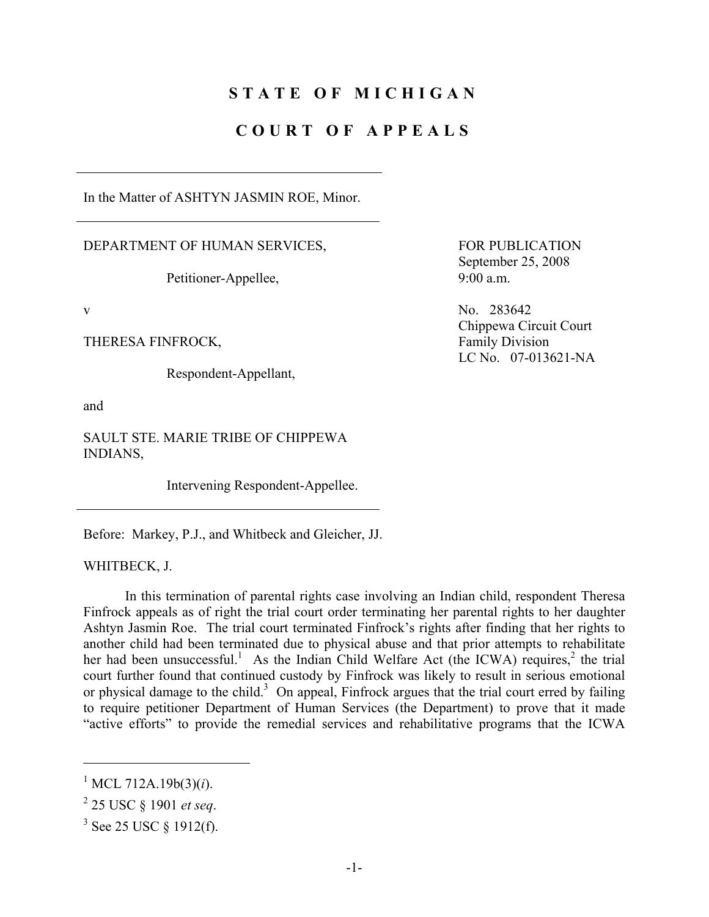# S T A T E O F M I C H I G A N

# C O U R T O F A P P E A L S

---

In the Matter of ASHTYN JASMIN ROE, Minor.

---

DEPARTMENT OF HUMAN SERVICES,

Petitioner-Appellee,

v

THERESA FINFROCK,

Respondent-Appellant,

and

SAULT STE. MARIE TRIBE OF CHIPPEWA INDIANS,

Intervening Respondent-Appellee.

---

FOR PUBLICATION
September 25, 2008
9:00 a.m.

No. 283642
Chippewa Circuit Court
Family Division
LC No. 07-013621-NA

Before: Markey, P.J., and Whitbeck and Gleicher, JJ.

WHITBECK, J.

In this termination of parental rights case involving an Indian child, respondent Theresa Finfrock appeals as of right the trial court order terminating her parental rights to her daughter Ashtyn Jasmin Roe. The trial court terminated Finfrock's rights after finding that her rights to another child had been terminated due to physical abuse and that prior attempts to rehabilitate her had been unsuccessful.[1] As the Indian Child Welfare Act (the ICWA) requires,[2] the trial court further found that continued custody by Finfrock was likely to result in serious emotional or physical damage to the child.[3] On appeal, Finfrock argues that the trial court erred by failing to require petitioner Department of Human Services (the Department) to prove that it made "active efforts" to provide the remedial services and rehabilitative programs that the ICWA

---

[1] MCL 712A.19b(3)(*i*).

[2] 25 USC § 1901 *et seq*.

[3] See 25 USC § 1912(f).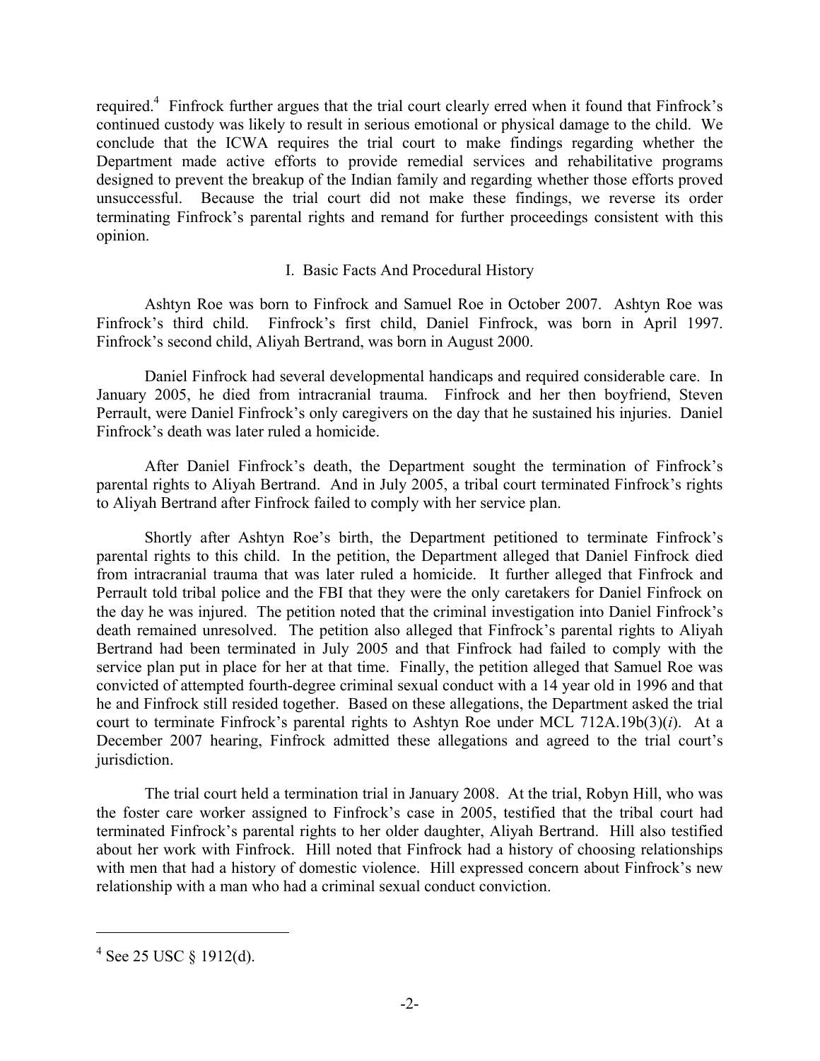required.[4] Finfrock further argues that the trial court clearly erred when it found that Finfrock's continued custody was likely to result in serious emotional or physical damage to the child. We conclude that the ICWA requires the trial court to make findings regarding whether the Department made active efforts to provide remedial services and rehabilitative programs designed to prevent the breakup of the Indian family and regarding whether those efforts proved unsuccessful. Because the trial court did not make these findings, we reverse its order terminating Finfrock's parental rights and remand for further proceedings consistent with this opinion.

## I. Basic Facts And Procedural History

Ashtyn Roe was born to Finfrock and Samuel Roe in October 2007. Ashtyn Roe was Finfrock's third child. Finfrock's first child, Daniel Finfrock, was born in April 1997. Finfrock's second child, Aliyah Bertrand, was born in August 2000.

Daniel Finfrock had several developmental handicaps and required considerable care. In January 2005, he died from intracranial trauma. Finfrock and her then boyfriend, Steven Perrault, were Daniel Finfrock's only caregivers on the day that he sustained his injuries. Daniel Finfrock's death was later ruled a homicide.

After Daniel Finfrock's death, the Department sought the termination of Finfrock's parental rights to Aliyah Bertrand. And in July 2005, a tribal court terminated Finfrock's rights to Aliyah Bertrand after Finfrock failed to comply with her service plan.

Shortly after Ashtyn Roe's birth, the Department petitioned to terminate Finfrock's parental rights to this child. In the petition, the Department alleged that Daniel Finfrock died from intracranial trauma that was later ruled a homicide. It further alleged that Finfrock and Perrault told tribal police and the FBI that they were the only caretakers for Daniel Finfrock on the day he was injured. The petition noted that the criminal investigation into Daniel Finfrock's death remained unresolved. The petition also alleged that Finfrock's parental rights to Aliyah Bertrand had been terminated in July 2005 and that Finfrock had failed to comply with the service plan put in place for her at that time. Finally, the petition alleged that Samuel Roe was convicted of attempted fourth-degree criminal sexual conduct with a 14 year old in 1996 and that he and Finfrock still resided together. Based on these allegations, the Department asked the trial court to terminate Finfrock's parental rights to Ashtyn Roe under MCL 712A.19b(3)(*i*). At a December 2007 hearing, Finfrock admitted these allegations and agreed to the trial court's jurisdiction.

The trial court held a termination trial in January 2008. At the trial, Robyn Hill, who was the foster care worker assigned to Finfrock's case in 2005, testified that the tribal court had terminated Finfrock's parental rights to her older daughter, Aliyah Bertrand. Hill also testified about her work with Finfrock. Hill noted that Finfrock had a history of choosing relationships with men that had a history of domestic violence. Hill expressed concern about Finfrock's new relationship with a man who had a criminal sexual conduct conviction.

---

[4] See 25 USC § 1912(d).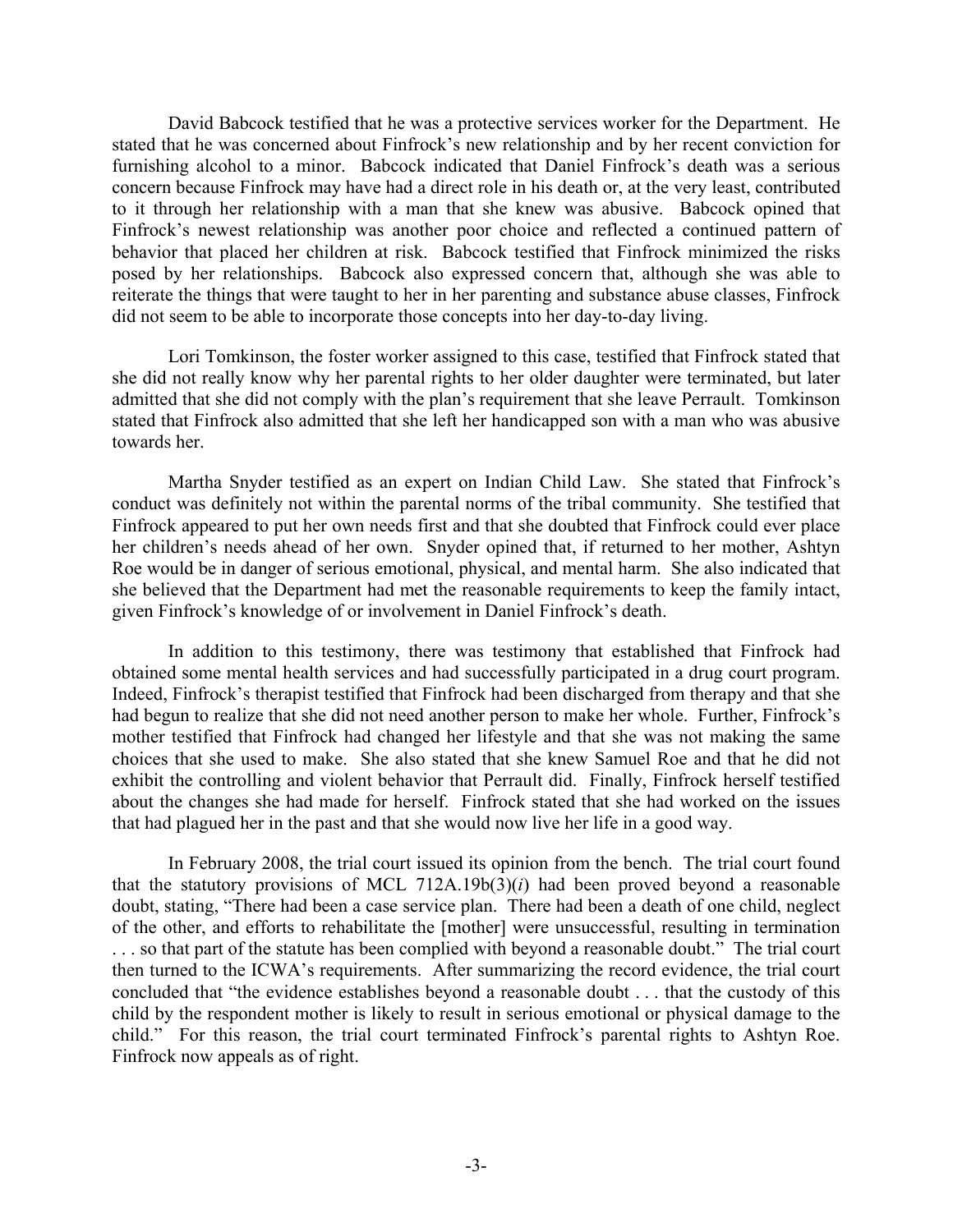David Babcock testified that he was a protective services worker for the Department. He stated that he was concerned about Finfrock's new relationship and by her recent conviction for furnishing alcohol to a minor. Babcock indicated that Daniel Finfrock's death was a serious concern because Finfrock may have had a direct role in his death or, at the very least, contributed to it through her relationship with a man that she knew was abusive. Babcock opined that Finfrock's newest relationship was another poor choice and reflected a continued pattern of behavior that placed her children at risk. Babcock testified that Finfrock minimized the risks posed by her relationships. Babcock also expressed concern that, although she was able to reiterate the things that were taught to her in her parenting and substance abuse classes, Finfrock did not seem to be able to incorporate those concepts into her day-to-day living.

Lori Tomkinson, the foster worker assigned to this case, testified that Finfrock stated that she did not really know why her parental rights to her older daughter were terminated, but later admitted that she did not comply with the plan's requirement that she leave Perrault. Tomkinson stated that Finfrock also admitted that she left her handicapped son with a man who was abusive towards her.

Martha Snyder testified as an expert on Indian Child Law. She stated that Finfrock's conduct was definitely not within the parental norms of the tribal community. She testified that Finfrock appeared to put her own needs first and that she doubted that Finfrock could ever place her children's needs ahead of her own. Snyder opined that, if returned to her mother, Ashtyn Roe would be in danger of serious emotional, physical, and mental harm. She also indicated that she believed that the Department had met the reasonable requirements to keep the family intact, given Finfrock's knowledge of or involvement in Daniel Finfrock's death.

In addition to this testimony, there was testimony that established that Finfrock had obtained some mental health services and had successfully participated in a drug court program. Indeed, Finfrock's therapist testified that Finfrock had been discharged from therapy and that she had begun to realize that she did not need another person to make her whole. Further, Finfrock's mother testified that Finfrock had changed her lifestyle and that she was not making the same choices that she used to make. She also stated that she knew Samuel Roe and that he did not exhibit the controlling and violent behavior that Perrault did. Finally, Finfrock herself testified about the changes she had made for herself. Finfrock stated that she had worked on the issues that had plagued her in the past and that she would now live her life in a good way.

In February 2008, the trial court issued its opinion from the bench. The trial court found that the statutory provisions of MCL 712A.19b(3)(*i*) had been proved beyond a reasonable doubt, stating, "There had been a case service plan. There had been a death of one child, neglect of the other, and efforts to rehabilitate the [mother] were unsuccessful, resulting in termination . . . so that part of the statute has been complied with beyond a reasonable doubt." The trial court then turned to the ICWA's requirements. After summarizing the record evidence, the trial court concluded that "the evidence establishes beyond a reasonable doubt . . . that the custody of this child by the respondent mother is likely to result in serious emotional or physical damage to the child." For this reason, the trial court terminated Finfrock's parental rights to Ashtyn Roe. Finfrock now appeals as of right.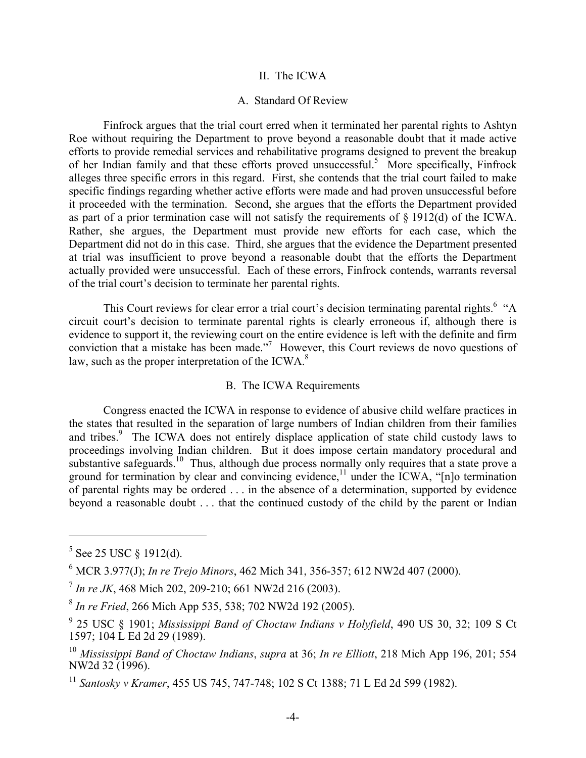## II. The ICWA

### A. Standard Of Review

Finfrock argues that the trial court erred when it terminated her parental rights to Ashtyn Roe without requiring the Department to prove beyond a reasonable doubt that it made active efforts to provide remedial services and rehabilitative programs designed to prevent the breakup of her Indian family and that these efforts proved unsuccessful.[5] More specifically, Finfrock alleges three specific errors in this regard. First, she contends that the trial court failed to make specific findings regarding whether active efforts were made and had proven unsuccessful before it proceeded with the termination. Second, she argues that the efforts the Department provided as part of a prior termination case will not satisfy the requirements of § 1912(d) of the ICWA. Rather, she argues, the Department must provide new efforts for each case, which the Department did not do in this case. Third, she argues that the evidence the Department presented at trial was insufficient to prove beyond a reasonable doubt that the efforts the Department actually provided were unsuccessful. Each of these errors, Finfrock contends, warrants reversal of the trial court's decision to terminate her parental rights.

This Court reviews for clear error a trial court's decision terminating parental rights.[6] "A circuit court's decision to terminate parental rights is clearly erroneous if, although there is evidence to support it, the reviewing court on the entire evidence is left with the definite and firm conviction that a mistake has been made."[7] However, this Court reviews de novo questions of law, such as the proper interpretation of the ICWA.[8]

### B. The ICWA Requirements

Congress enacted the ICWA in response to evidence of abusive child welfare practices in the states that resulted in the separation of large numbers of Indian children from their families and tribes.[9] The ICWA does not entirely displace application of state child custody laws to proceedings involving Indian children. But it does impose certain mandatory procedural and substantive safeguards.[10] Thus, although due process normally only requires that a state prove a ground for termination by clear and convincing evidence,[11] under the ICWA, "[n]o termination of parental rights may be ordered . . . in the absence of a determination, supported by evidence beyond a reasonable doubt . . . that the continued custody of the child by the parent or Indian

---

[5] See 25 USC § 1912(d).

[6] MCR 3.977(J); *In re Trejo Minors*, 462 Mich 341, 356-357; 612 NW2d 407 (2000).

[7] *In re JK*, 468 Mich 202, 209-210; 661 NW2d 216 (2003).

[8] *In re Fried*, 266 Mich App 535, 538; 702 NW2d 192 (2005).

[9] 25 USC § 1901; *Mississippi Band of Choctaw Indians v Holyfield*, 490 US 30, 32; 109 S Ct 1597; 104 L Ed 2d 29 (1989).

[10] *Mississippi Band of Choctaw Indians*, *supra* at 36; *In re Elliott*, 218 Mich App 196, 201; 554 NW2d 32 (1996).

[11] *Santosky v Kramer*, 455 US 745, 747-748; 102 S Ct 1388; 71 L Ed 2d 599 (1982).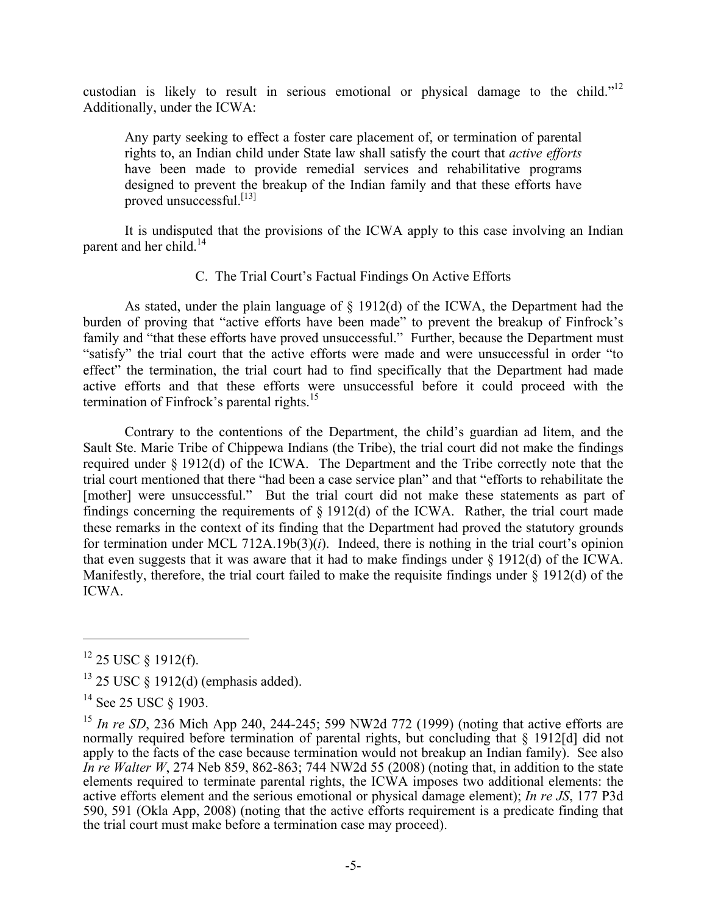custodian is likely to result in serious emotional or physical damage to the child."[12] Additionally, under the ICWA:

> Any party seeking to effect a foster care placement of, or termination of parental rights to, an Indian child under State law shall satisfy the court that *active efforts* have been made to provide remedial services and rehabilitative programs designed to prevent the breakup of the Indian family and that these efforts have proved unsuccessful.[13]

It is undisputed that the provisions of the ICWA apply to this case involving an Indian parent and her child.[14]

### C. The Trial Court's Factual Findings On Active Efforts

As stated, under the plain language of § 1912(d) of the ICWA, the Department had the burden of proving that "active efforts have been made" to prevent the breakup of Finfrock's family and "that these efforts have proved unsuccessful." Further, because the Department must "satisfy" the trial court that the active efforts were made and were unsuccessful in order "to effect" the termination, the trial court had to find specifically that the Department had made active efforts and that these efforts were unsuccessful before it could proceed with the termination of Finfrock's parental rights.[15]

Contrary to the contentions of the Department, the child's guardian ad litem, and the Sault Ste. Marie Tribe of Chippewa Indians (the Tribe), the trial court did not make the findings required under § 1912(d) of the ICWA. The Department and the Tribe correctly note that the trial court mentioned that there "had been a case service plan" and that "efforts to rehabilitate the [mother] were unsuccessful." But the trial court did not make these statements as part of findings concerning the requirements of § 1912(d) of the ICWA. Rather, the trial court made these remarks in the context of its finding that the Department had proved the statutory grounds for termination under MCL 712A.19b(3)(*i*). Indeed, there is nothing in the trial court's opinion that even suggests that it was aware that it had to make findings under § 1912(d) of the ICWA. Manifestly, therefore, the trial court failed to make the requisite findings under § 1912(d) of the ICWA.

---

[12] 25 USC § 1912(f).

[13] 25 USC § 1912(d) (emphasis added).

[14] See 25 USC § 1903.

[15] *In re SD*, 236 Mich App 240, 244-245; 599 NW2d 772 (1999) (noting that active efforts are normally required before termination of parental rights, but concluding that § 1912[d] did not apply to the facts of the case because termination would not breakup an Indian family). See also *In re Walter W*, 274 Neb 859, 862-863; 744 NW2d 55 (2008) (noting that, in addition to the state elements required to terminate parental rights, the ICWA imposes two additional elements: the active efforts element and the serious emotional or physical damage element); *In re JS*, 177 P3d 590, 591 (Okla App, 2008) (noting that the active efforts requirement is a predicate finding that the trial court must make before a termination case may proceed).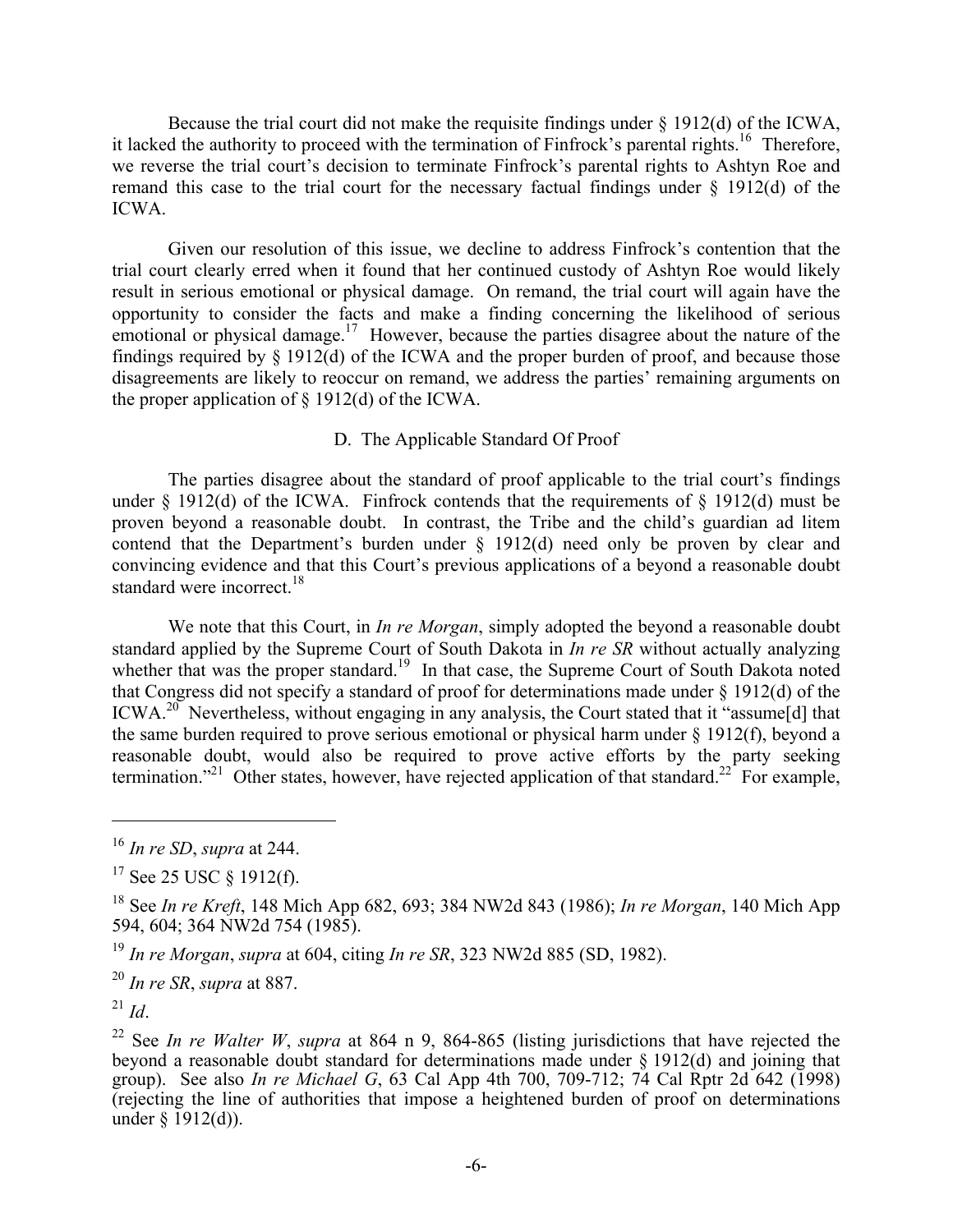Because the trial court did not make the requisite findings under § 1912(d) of the ICWA, it lacked the authority to proceed with the termination of Finfrock's parental rights.[16] Therefore, we reverse the trial court's decision to terminate Finfrock's parental rights to Ashtyn Roe and remand this case to the trial court for the necessary factual findings under § 1912(d) of the ICWA.

Given our resolution of this issue, we decline to address Finfrock's contention that the trial court clearly erred when it found that her continued custody of Ashtyn Roe would likely result in serious emotional or physical damage. On remand, the trial court will again have the opportunity to consider the facts and make a finding concerning the likelihood of serious emotional or physical damage.[17] However, because the parties disagree about the nature of the findings required by § 1912(d) of the ICWA and the proper burden of proof, and because those disagreements are likely to reoccur on remand, we address the parties' remaining arguments on the proper application of § 1912(d) of the ICWA.

### D. The Applicable Standard Of Proof

The parties disagree about the standard of proof applicable to the trial court's findings under § 1912(d) of the ICWA. Finfrock contends that the requirements of § 1912(d) must be proven beyond a reasonable doubt. In contrast, the Tribe and the child's guardian ad litem contend that the Department's burden under § 1912(d) need only be proven by clear and convincing evidence and that this Court's previous applications of a beyond a reasonable doubt standard were incorrect.[18]

We note that this Court, in *In re Morgan*, simply adopted the beyond a reasonable doubt standard applied by the Supreme Court of South Dakota in *In re SR* without actually analyzing whether that was the proper standard.[19] In that case, the Supreme Court of South Dakota noted that Congress did not specify a standard of proof for determinations made under § 1912(d) of the ICWA.[20] Nevertheless, without engaging in any analysis, the Court stated that it "assume[d] that the same burden required to prove serious emotional or physical harm under § 1912(f), beyond a reasonable doubt, would also be required to prove active efforts by the party seeking termination."[21] Other states, however, have rejected application of that standard.[22] For example,

---

[16] *In re SD*, *supra* at 244.

[17] See 25 USC § 1912(f).

[18] See *In re Kreft*, 148 Mich App 682, 693; 384 NW2d 843 (1986); *In re Morgan*, 140 Mich App 594, 604; 364 NW2d 754 (1985).

[19] *In re Morgan*, *supra* at 604, citing *In re SR*, 323 NW2d 885 (SD, 1982).

[20] *In re SR*, *supra* at 887.

[21] *Id*.

[22] See *In re Walter W*, *supra* at 864 n 9, 864-865 (listing jurisdictions that have rejected the beyond a reasonable doubt standard for determinations made under § 1912(d) and joining that group). See also *In re Michael G*, 63 Cal App 4th 700, 709-712; 74 Cal Rptr 2d 642 (1998) (rejecting the line of authorities that impose a heightened burden of proof on determinations under § 1912(d)).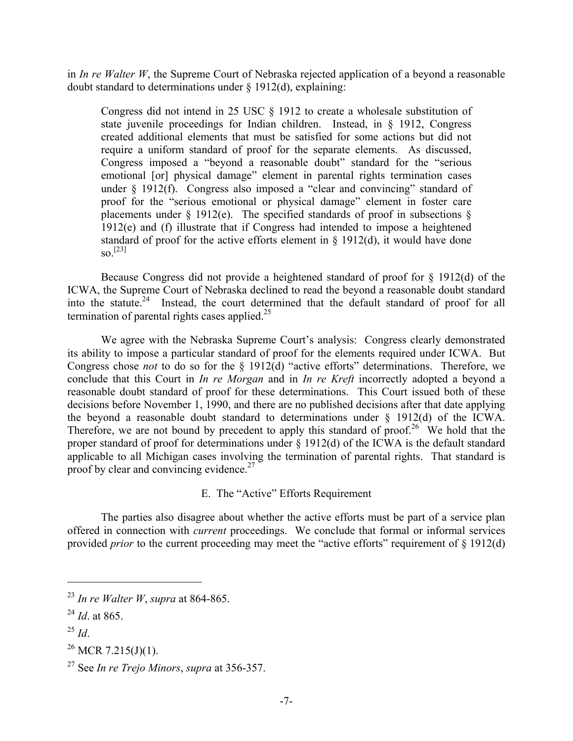in *In re Walter W*, the Supreme Court of Nebraska rejected application of a beyond a reasonable doubt standard to determinations under § 1912(d), explaining:

> Congress did not intend in 25 USC § 1912 to create a wholesale substitution of state juvenile proceedings for Indian children. Instead, in § 1912, Congress created additional elements that must be satisfied for some actions but did not require a uniform standard of proof for the separate elements. As discussed, Congress imposed a "beyond a reasonable doubt" standard for the "serious emotional [or] physical damage" element in parental rights termination cases under § 1912(f). Congress also imposed a "clear and convincing" standard of proof for the "serious emotional or physical damage" element in foster care placements under § 1912(e). The specified standards of proof in subsections § 1912(e) and (f) illustrate that if Congress had intended to impose a heightened standard of proof for the active efforts element in § 1912(d), it would have done so.[23]

Because Congress did not provide a heightened standard of proof for § 1912(d) of the ICWA, the Supreme Court of Nebraska declined to read the beyond a reasonable doubt standard into the statute.[24] Instead, the court determined that the default standard of proof for all termination of parental rights cases applied.[25]

We agree with the Nebraska Supreme Court's analysis: Congress clearly demonstrated its ability to impose a particular standard of proof for the elements required under ICWA. But Congress chose *not* to do so for the § 1912(d) "active efforts" determinations. Therefore, we conclude that this Court in *In re Morgan* and in *In re Kreft* incorrectly adopted a beyond a reasonable doubt standard of proof for these determinations. This Court issued both of these decisions before November 1, 1990, and there are no published decisions after that date applying the beyond a reasonable doubt standard to determinations under § 1912(d) of the ICWA. Therefore, we are not bound by precedent to apply this standard of proof.[26] We hold that the proper standard of proof for determinations under § 1912(d) of the ICWA is the default standard applicable to all Michigan cases involving the termination of parental rights. That standard is proof by clear and convincing evidence.[27]

### E. The "Active" Efforts Requirement

The parties also disagree about whether the active efforts must be part of a service plan offered in connection with *current* proceedings. We conclude that formal or informal services provided *prior* to the current proceeding may meet the "active efforts" requirement of § 1912(d)

---

[23] *In re Walter W*, *supra* at 864-865.

[24] *Id*. at 865.

[25] *Id*.

[26] MCR 7.215(J)(1).

[27] See *In re Trejo Minors*, *supra* at 356-357.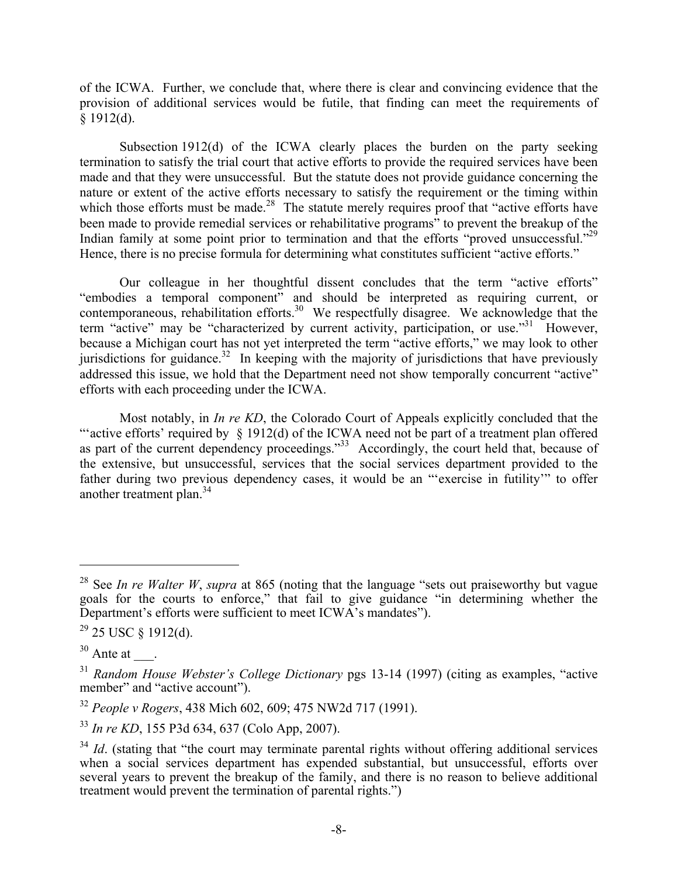of the ICWA. Further, we conclude that, where there is clear and convincing evidence that the provision of additional services would be futile, that finding can meet the requirements of § 1912(d).

Subsection 1912(d) of the ICWA clearly places the burden on the party seeking termination to satisfy the trial court that active efforts to provide the required services have been made and that they were unsuccessful. But the statute does not provide guidance concerning the nature or extent of the active efforts necessary to satisfy the requirement or the timing within which those efforts must be made.[28] The statute merely requires proof that "active efforts have been made to provide remedial services or rehabilitative programs" to prevent the breakup of the Indian family at some point prior to termination and that the efforts "proved unsuccessful."[29] Hence, there is no precise formula for determining what constitutes sufficient "active efforts."

Our colleague in her thoughtful dissent concludes that the term "active efforts" "embodies a temporal component" and should be interpreted as requiring current, or contemporaneous, rehabilitation efforts.[30] We respectfully disagree. We acknowledge that the term "active" may be "characterized by current activity, participation, or use."[31] However, because a Michigan court has not yet interpreted the term "active efforts," we may look to other jurisdictions for guidance.[32] In keeping with the majority of jurisdictions that have previously addressed this issue, we hold that the Department need not show temporally concurrent "active" efforts with each proceeding under the ICWA.

Most notably, in *In re KD*, the Colorado Court of Appeals explicitly concluded that the "'active efforts' required by § 1912(d) of the ICWA need not be part of a treatment plan offered as part of the current dependency proceedings."[33] Accordingly, the court held that, because of the extensive, but unsuccessful, services that the social services department provided to the father during two previous dependency cases, it would be an "'exercise in futility'" to offer another treatment plan.[34]

---

[28] See *In re Walter W*, *supra* at 865 (noting that the language "sets out praiseworthy but vague goals for the courts to enforce," that fail to give guidance "in determining whether the Department's efforts were sufficient to meet ICWA's mandates").

[29] 25 USC § 1912(d).

[30] Ante at ___.

[31] *Random House Webster's College Dictionary* pgs 13-14 (1997) (citing as examples, "active member" and "active account").

[32] *People v Rogers*, 438 Mich 602, 609; 475 NW2d 717 (1991).

[33] *In re KD*, 155 P3d 634, 637 (Colo App, 2007).

[34] *Id*. (stating that "the court may terminate parental rights without offering additional services when a social services department has expended substantial, but unsuccessful, efforts over several years to prevent the breakup of the family, and there is no reason to believe additional treatment would prevent the termination of parental rights.")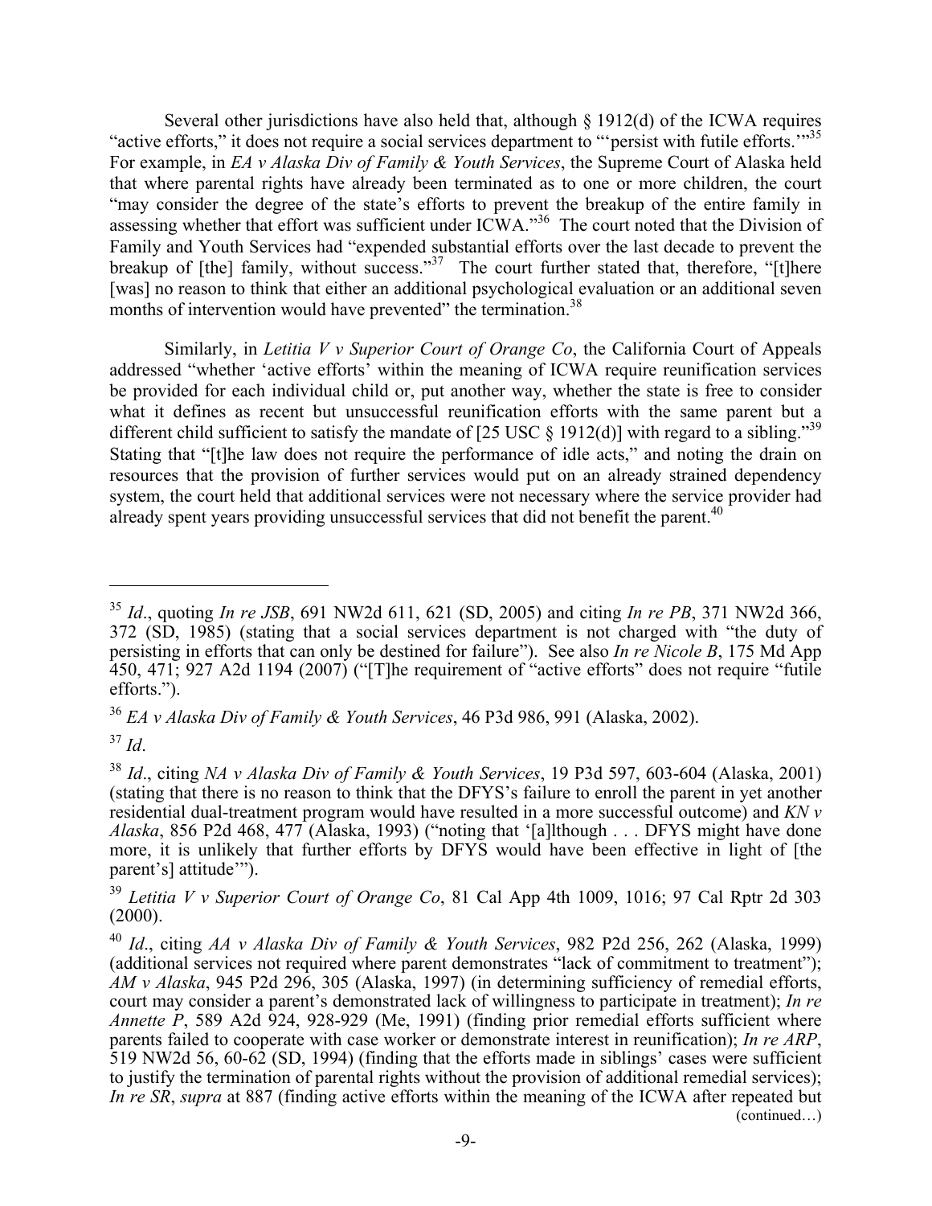Several other jurisdictions have also held that, although § 1912(d) of the ICWA requires "active efforts," it does not require a social services department to "'persist with futile efforts.'"[35] For example, in *EA v Alaska Div of Family & Youth Services*, the Supreme Court of Alaska held that where parental rights have already been terminated as to one or more children, the court "may consider the degree of the state's efforts to prevent the breakup of the entire family in assessing whether that effort was sufficient under ICWA."[36] The court noted that the Division of Family and Youth Services had "expended substantial efforts over the last decade to prevent the breakup of [the] family, without success."[37] The court further stated that, therefore, "[t]here [was] no reason to think that either an additional psychological evaluation or an additional seven months of intervention would have prevented" the termination.[38]

Similarly, in *Letitia V v Superior Court of Orange Co*, the California Court of Appeals addressed "whether 'active efforts' within the meaning of ICWA require reunification services be provided for each individual child or, put another way, whether the state is free to consider what it defines as recent but unsuccessful reunification efforts with the same parent but a different child sufficient to satisfy the mandate of [25 USC § 1912(d)] with regard to a sibling."[39] Stating that "[t]he law does not require the performance of idle acts," and noting the drain on resources that the provision of further services would put on an already strained dependency system, the court held that additional services were not necessary where the service provider had already spent years providing unsuccessful services that did not benefit the parent.[40]

---

[35] *Id*., quoting *In re JSB*, 691 NW2d 611, 621 (SD, 2005) and citing *In re PB*, 371 NW2d 366, 372 (SD, 1985) (stating that a social services department is not charged with "the duty of persisting in efforts that can only be destined for failure"). See also *In re Nicole B*, 175 Md App 450, 471; 927 A2d 1194 (2007) ("[T]he requirement of "active efforts" does not require "futile efforts.").

[36] *EA v Alaska Div of Family & Youth Services*, 46 P3d 986, 991 (Alaska, 2002).

[37] *Id*.

[38] *Id*., citing *NA v Alaska Div of Family & Youth Services*, 19 P3d 597, 603-604 (Alaska, 2001) (stating that there is no reason to think that the DFYS's failure to enroll the parent in yet another residential dual-treatment program would have resulted in a more successful outcome) and *KN v Alaska*, 856 P2d 468, 477 (Alaska, 1993) ("noting that '[a]lthough . . . DFYS might have done more, it is unlikely that further efforts by DFYS would have been effective in light of [the parent's] attitude'").

[39] *Letitia V v Superior Court of Orange Co*, 81 Cal App 4th 1009, 1016; 97 Cal Rptr 2d 303 (2000).

[40] *Id*., citing *AA v Alaska Div of Family & Youth Services*, 982 P2d 256, 262 (Alaska, 1999) (additional services not required where parent demonstrates "lack of commitment to treatment"); *AM v Alaska*, 945 P2d 296, 305 (Alaska, 1997) (in determining sufficiency of remedial efforts, court may consider a parent's demonstrated lack of willingness to participate in treatment); *In re Annette P*, 589 A2d 924, 928-929 (Me, 1991) (finding prior remedial efforts sufficient where parents failed to cooperate with case worker or demonstrate interest in reunification); *In re ARP*, 519 NW2d 56, 60-62 (SD, 1994) (finding that the efforts made in siblings' cases were sufficient to justify the termination of parental rights without the provision of additional remedial services); *In re SR*, *supra* at 887 (finding active efforts within the meaning of the ICWA after repeated but

(continued…)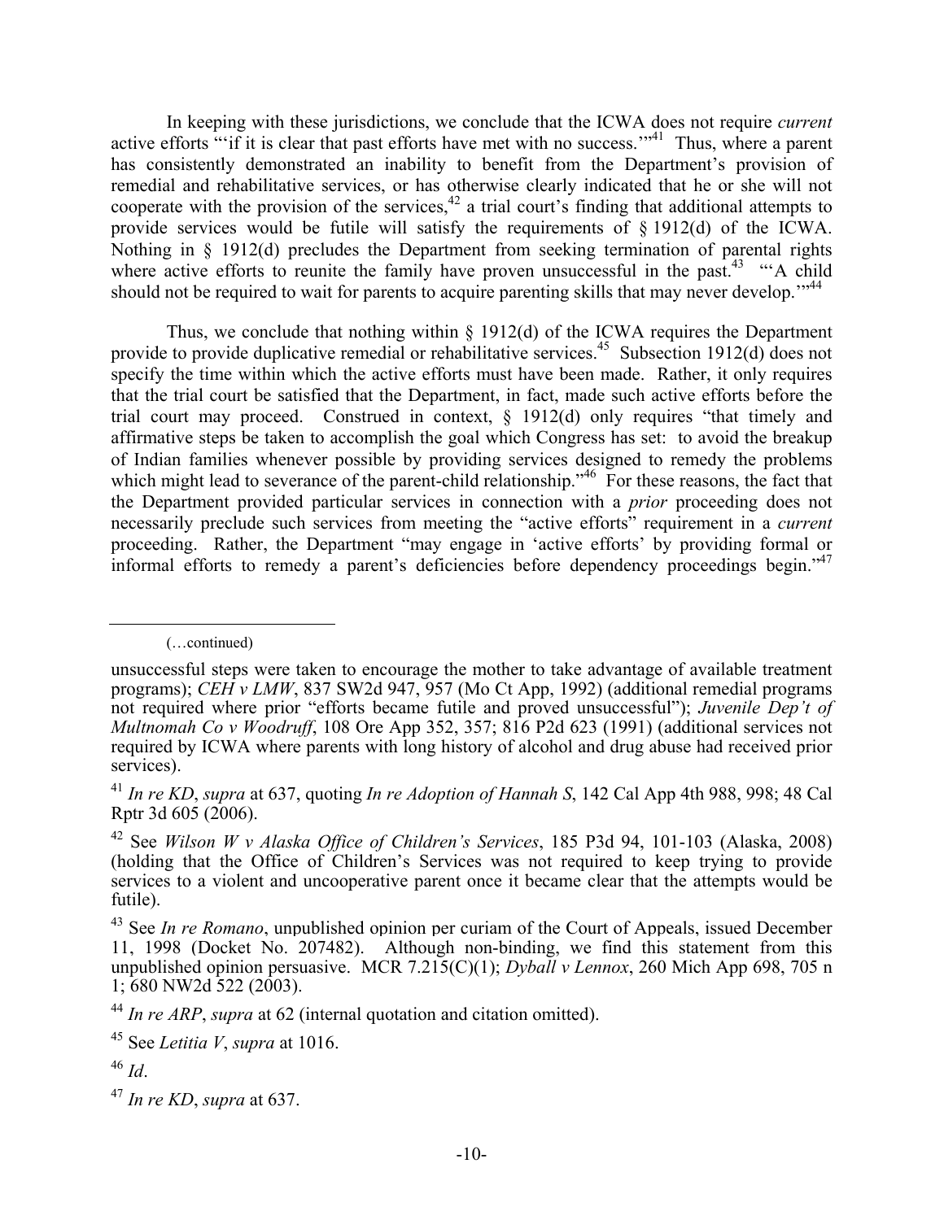In keeping with these jurisdictions, we conclude that the ICWA does not require *current* active efforts "'if it is clear that past efforts have met with no success.'"[41] Thus, where a parent has consistently demonstrated an inability to benefit from the Department's provision of remedial and rehabilitative services, or has otherwise clearly indicated that he or she will not cooperate with the provision of the services,[42] a trial court's finding that additional attempts to provide services would be futile will satisfy the requirements of § 1912(d) of the ICWA. Nothing in § 1912(d) precludes the Department from seeking termination of parental rights where active efforts to reunite the family have proven unsuccessful in the past.[43] "'A child should not be required to wait for parents to acquire parenting skills that may never develop.'"[44]

Thus, we conclude that nothing within § 1912(d) of the ICWA requires the Department provide to provide duplicative remedial or rehabilitative services.[45] Subsection 1912(d) does not specify the time within which the active efforts must have been made. Rather, it only requires that the trial court be satisfied that the Department, in fact, made such active efforts before the trial court may proceed. Construed in context, § 1912(d) only requires "that timely and affirmative steps be taken to accomplish the goal which Congress has set: to avoid the breakup of Indian families whenever possible by providing services designed to remedy the problems which might lead to severance of the parent-child relationship."[46] For these reasons, the fact that the Department provided particular services in connection with a *prior* proceeding does not necessarily preclude such services from meeting the "active efforts" requirement in a *current* proceeding. Rather, the Department "may engage in 'active efforts' by providing formal or informal efforts to remedy a parent's deficiencies before dependency proceedings begin."[47]

---

(…continued)

unsuccessful steps were taken to encourage the mother to take advantage of available treatment programs); *CEH v LMW*, 837 SW2d 947, 957 (Mo Ct App, 1992) (additional remedial programs not required where prior "efforts became futile and proved unsuccessful"); *Juvenile Dep't of Multnomah Co v Woodruff*, 108 Ore App 352, 357; 816 P2d 623 (1991) (additional services not required by ICWA where parents with long history of alcohol and drug abuse had received prior services).

[41] *In re KD*, *supra* at 637, quoting *In re Adoption of Hannah S*, 142 Cal App 4th 988, 998; 48 Cal Rptr 3d 605 (2006).

[42] See *Wilson W v Alaska Office of Children's Services*, 185 P3d 94, 101-103 (Alaska, 2008) (holding that the Office of Children's Services was not required to keep trying to provide services to a violent and uncooperative parent once it became clear that the attempts would be futile).

[43] See *In re Romano*, unpublished opinion per curiam of the Court of Appeals, issued December 11, 1998 (Docket No. 207482). Although non-binding, we find this statement from this unpublished opinion persuasive. MCR 7.215(C)(1); *Dyball v Lennox*, 260 Mich App 698, 705 n 1; 680 NW2d 522 (2003).

[44] *In re ARP*, *supra* at 62 (internal quotation and citation omitted).

[45] See *Letitia V*, *supra* at 1016.

[46] *Id*.

[47] *In re KD*, *supra* at 637.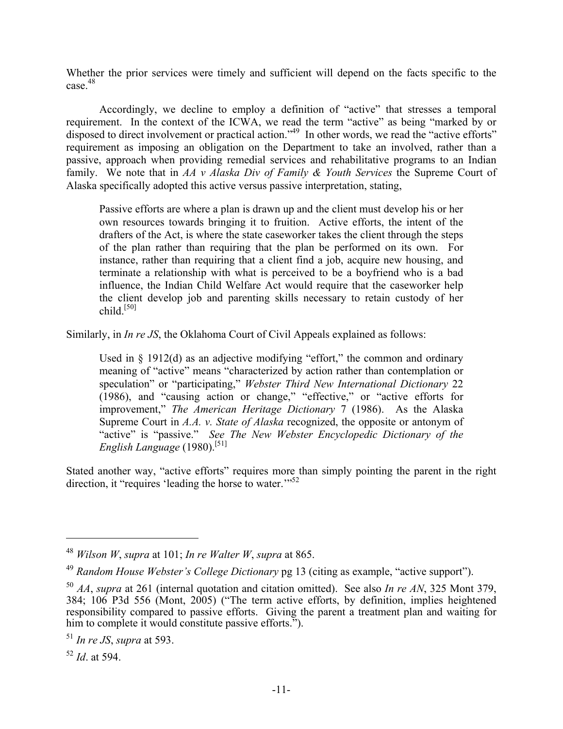Whether the prior services were timely and sufficient will depend on the facts specific to the case.[48]

Accordingly, we decline to employ a definition of "active" that stresses a temporal requirement. In the context of the ICWA, we read the term "active" as being "marked by or disposed to direct involvement or practical action."[49] In other words, we read the "active efforts" requirement as imposing an obligation on the Department to take an involved, rather than a passive, approach when providing remedial services and rehabilitative programs to an Indian family. We note that in *AA v Alaska Div of Family & Youth Services* the Supreme Court of Alaska specifically adopted this active versus passive interpretation, stating,

> Passive efforts are where a plan is drawn up and the client must develop his or her own resources towards bringing it to fruition. Active efforts, the intent of the drafters of the Act, is where the state caseworker takes the client through the steps of the plan rather than requiring that the plan be performed on its own. For instance, rather than requiring that a client find a job, acquire new housing, and terminate a relationship with what is perceived to be a boyfriend who is a bad influence, the Indian Child Welfare Act would require that the caseworker help the client develop job and parenting skills necessary to retain custody of her child.[50]

Similarly, in *In re JS*, the Oklahoma Court of Civil Appeals explained as follows:

> Used in § 1912(d) as an adjective modifying "effort," the common and ordinary meaning of "active" means "characterized by action rather than contemplation or speculation" or "participating," *Webster Third New International Dictionary* 22 (1986), and "causing action or change," "effective," or "active efforts for improvement," *The American Heritage Dictionary* 7 (1986). As the Alaska Supreme Court in *A.A. v. State of Alaska* recognized, the opposite or antonym of "active" is "passive." *See The New Webster Encyclopedic Dictionary of the English Language* (1980).[51]

Stated another way, "active efforts" requires more than simply pointing the parent in the right direction, it "requires 'leading the horse to water.'"[52]

---

[48] *Wilson W*, *supra* at 101; *In re Walter W*, *supra* at 865.

[49] *Random House Webster's College Dictionary* pg 13 (citing as example, "active support").

[50] *AA*, *supra* at 261 (internal quotation and citation omitted). See also *In re AN*, 325 Mont 379, 384; 106 P3d 556 (Mont, 2005) ("The term active efforts, by definition, implies heightened responsibility compared to passive efforts. Giving the parent a treatment plan and waiting for him to complete it would constitute passive efforts.").

[51] *In re JS*, *supra* at 593.

[52] *Id*. at 594.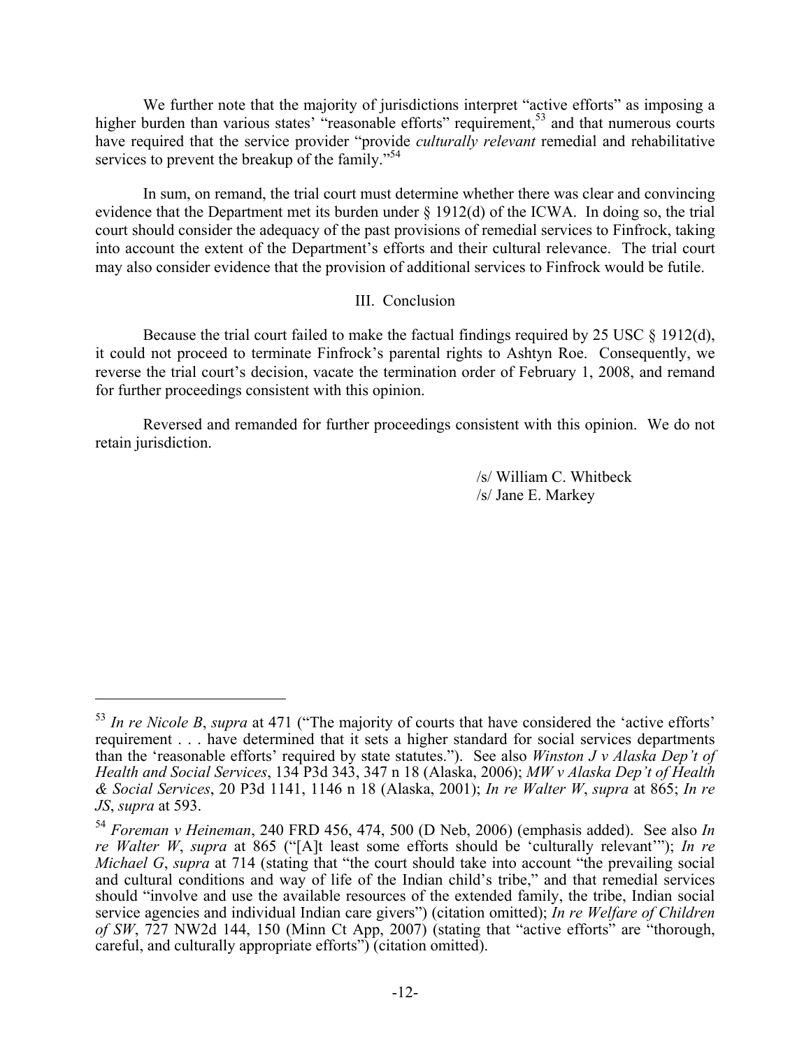We further note that the majority of jurisdictions interpret "active efforts" as imposing a higher burden than various states' "reasonable efforts" requirement,[53] and that numerous courts have required that the service provider "provide *culturally relevant* remedial and rehabilitative services to prevent the breakup of the family."[54]

In sum, on remand, the trial court must determine whether there was clear and convincing evidence that the Department met its burden under § 1912(d) of the ICWA. In doing so, the trial court should consider the adequacy of the past provisions of remedial services to Finfrock, taking into account the extent of the Department's efforts and their cultural relevance. The trial court may also consider evidence that the provision of additional services to Finfrock would be futile.

## III. Conclusion

Because the trial court failed to make the factual findings required by 25 USC § 1912(d), it could not proceed to terminate Finfrock's parental rights to Ashtyn Roe. Consequently, we reverse the trial court's decision, vacate the termination order of February 1, 2008, and remand for further proceedings consistent with this opinion.

Reversed and remanded for further proceedings consistent with this opinion. We do not retain jurisdiction.

/s/ William C. Whitbeck
/s/ Jane E. Markey

---

[53] *In re Nicole B*, *supra* at 471 ("The majority of courts that have considered the 'active efforts' requirement . . . have determined that it sets a higher standard for social services departments than the 'reasonable efforts' required by state statutes."). See also *Winston J v Alaska Dep't of Health and Social Services*, 134 P3d 343, 347 n 18 (Alaska, 2006); *MW v Alaska Dep't of Health & Social Services*, 20 P3d 1141, 1146 n 18 (Alaska, 2001); *In re Walter W*, *supra* at 865; *In re JS*, *supra* at 593.

[54] *Foreman v Heineman*, 240 FRD 456, 474, 500 (D Neb, 2006) (emphasis added). See also *In re Walter W*, *supra* at 865 ("[A]t least some efforts should be 'culturally relevant'"); *In re Michael G*, *supra* at 714 (stating that "the court should take into account "the prevailing social and cultural conditions and way of life of the Indian child's tribe," and that remedial services should "involve and use the available resources of the extended family, the tribe, Indian social service agencies and individual Indian care givers") (citation omitted); *In re Welfare of Children of SW*, 727 NW2d 144, 150 (Minn Ct App, 2007) (stating that "active efforts" are "thorough, careful, and culturally appropriate efforts") (citation omitted).